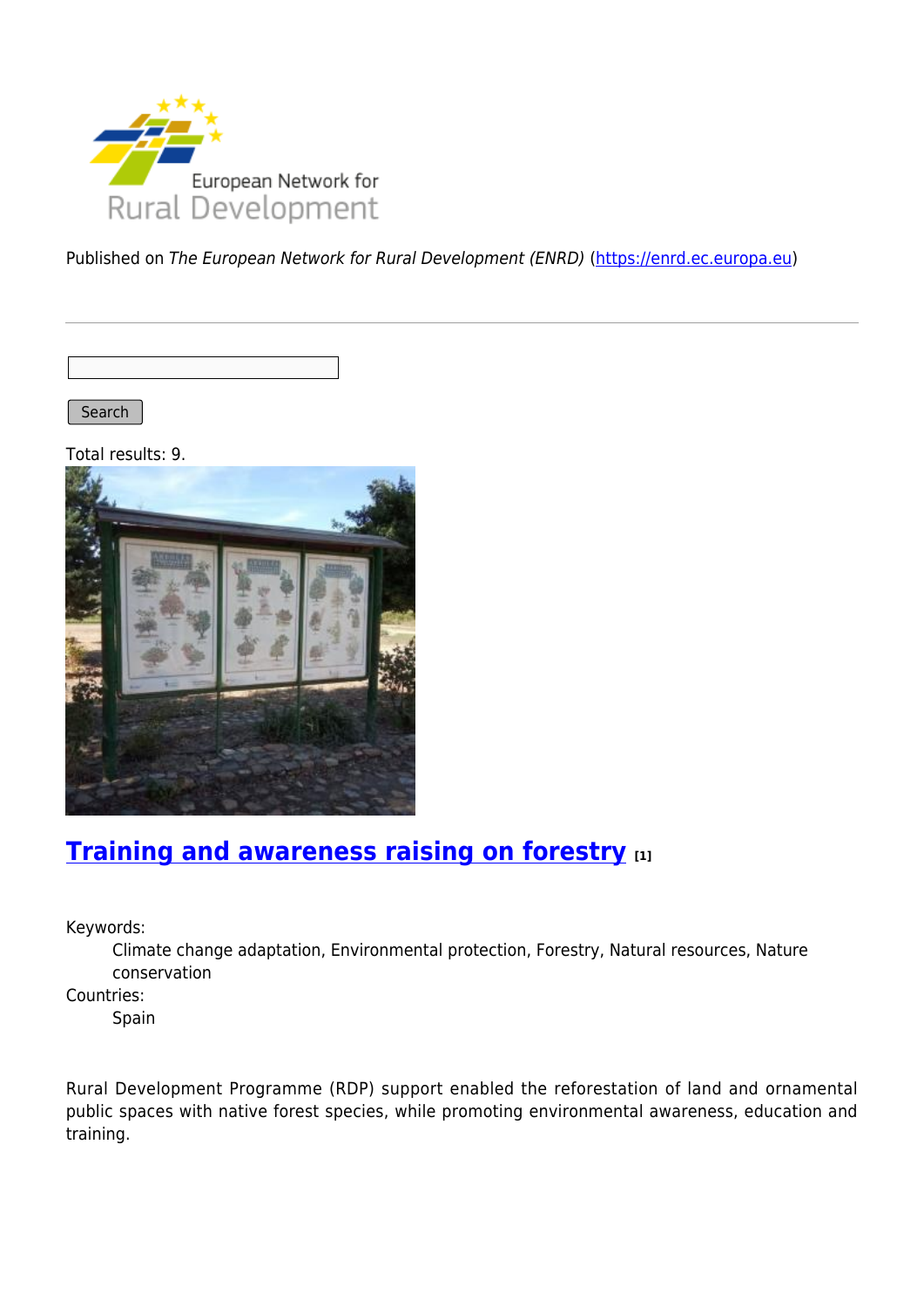Published on *The European Network for Rural Development (ENRD)* (https://enrd.ec.europa.eu)

Search

Total results: 9.

## Training and awareness raising on forestry [1]

Keywords:
: Climate change adaptation, Environmental protection, Forestry, Natural resources, Nature conservation

Countries:
: Spain

Rural Development Programme (RDP) support enabled the reforestation of land and ornamental public spaces with native forest species, while promoting environmental awareness, education and training.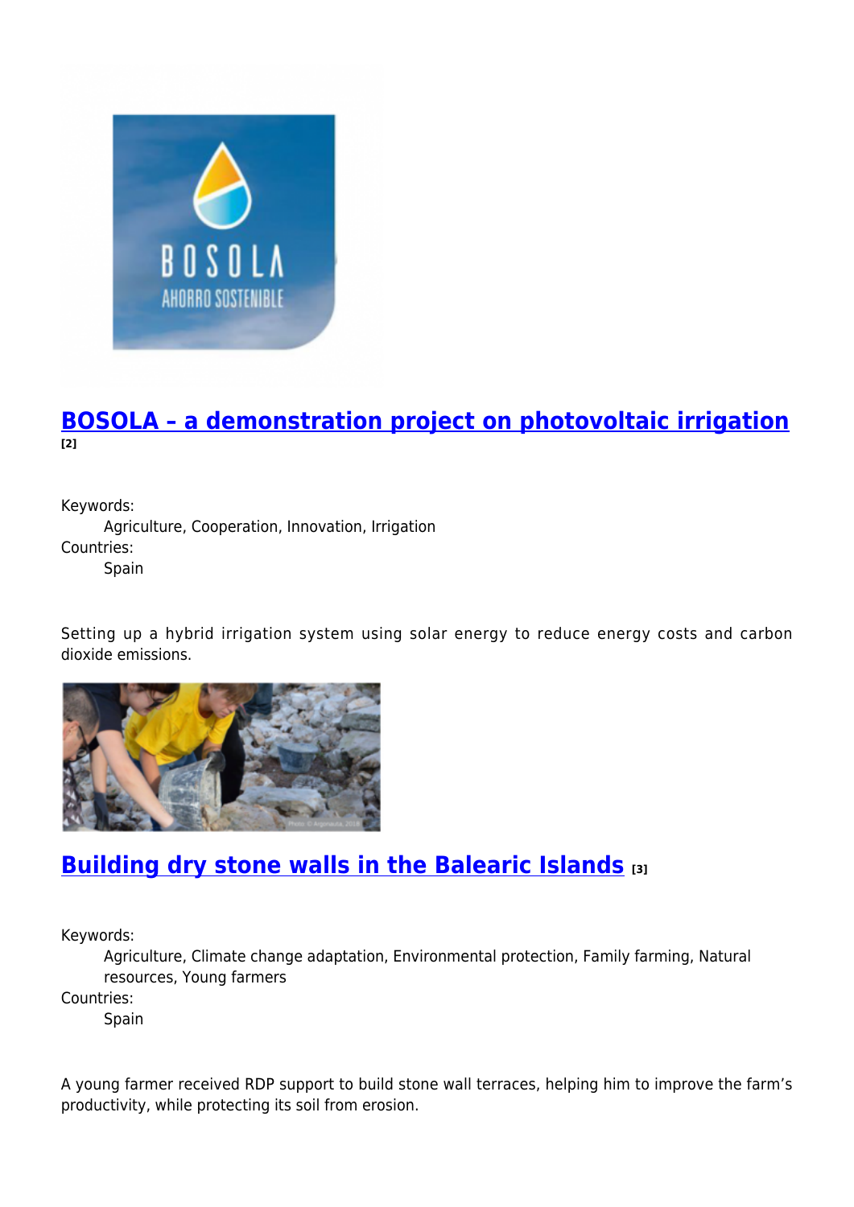## BOSOLA – a demonstration project on photovoltaic irrigation [2]

Keywords:
: Agriculture, Cooperation, Innovation, Irrigation

Countries:
: Spain

Setting up a hybrid irrigation system using solar energy to reduce energy costs and carbon dioxide emissions.

## Building dry stone walls in the Balearic Islands [3]

Keywords:
: Agriculture, Climate change adaptation, Environmental protection, Family farming, Natural resources, Young farmers

Countries:
: Spain

A young farmer received RDP support to build stone wall terraces, helping him to improve the farm's productivity, while protecting its soil from erosion.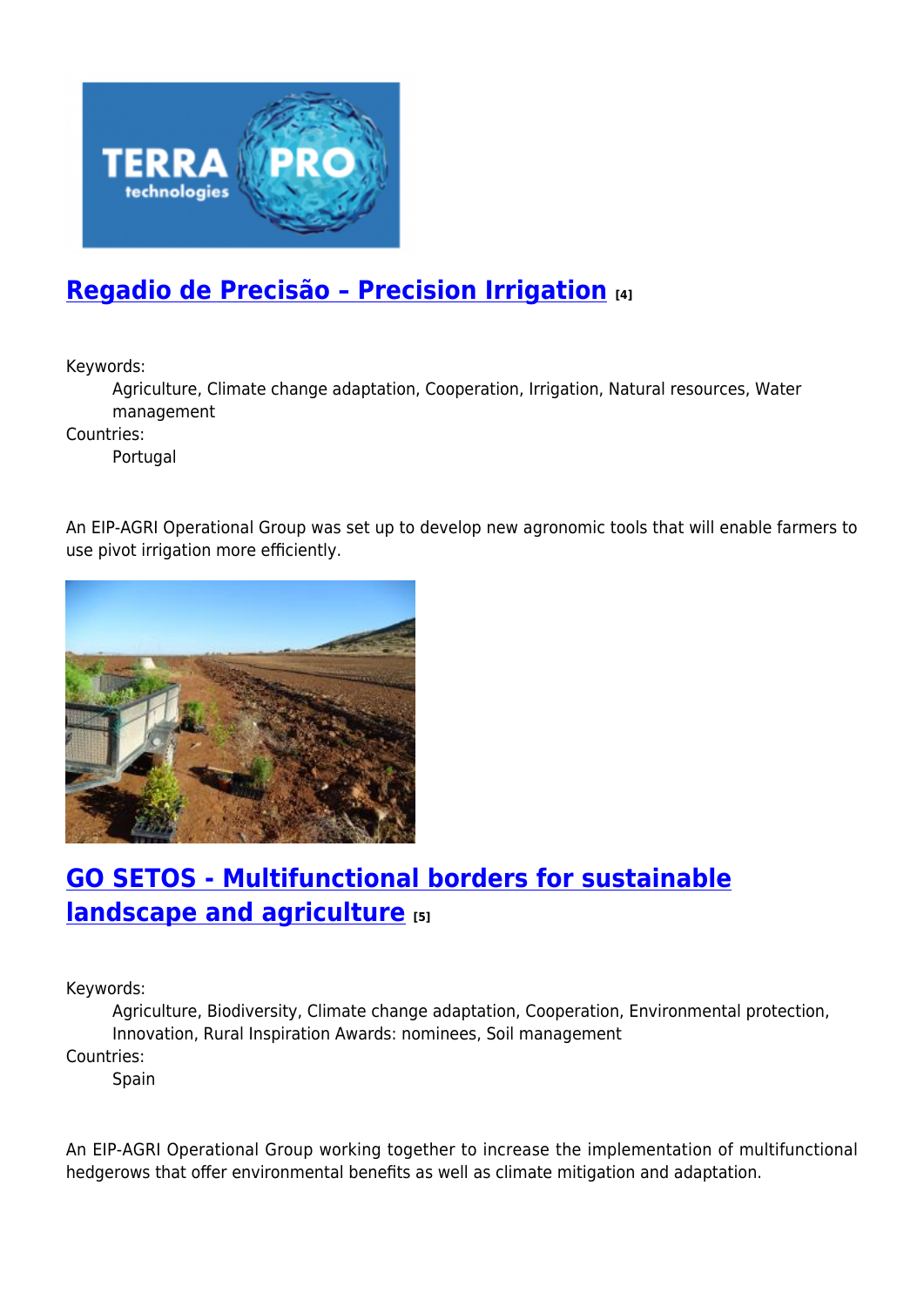## Regadio de Precisão – Precision Irrigation [4]

Keywords:
: Agriculture, Climate change adaptation, Cooperation, Irrigation, Natural resources, Water management

Countries:
: Portugal

An EIP-AGRI Operational Group was set up to develop new agronomic tools that will enable farmers to use pivot irrigation more efficiently.

## GO SETOS - Multifunctional borders for sustainable landscape and agriculture [5]

Keywords:
: Agriculture, Biodiversity, Climate change adaptation, Cooperation, Environmental protection, Innovation, Rural Inspiration Awards: nominees, Soil management

Countries:
: Spain

An EIP-AGRI Operational Group working together to increase the implementation of multifunctional hedgerows that offer environmental benefits as well as climate mitigation and adaptation.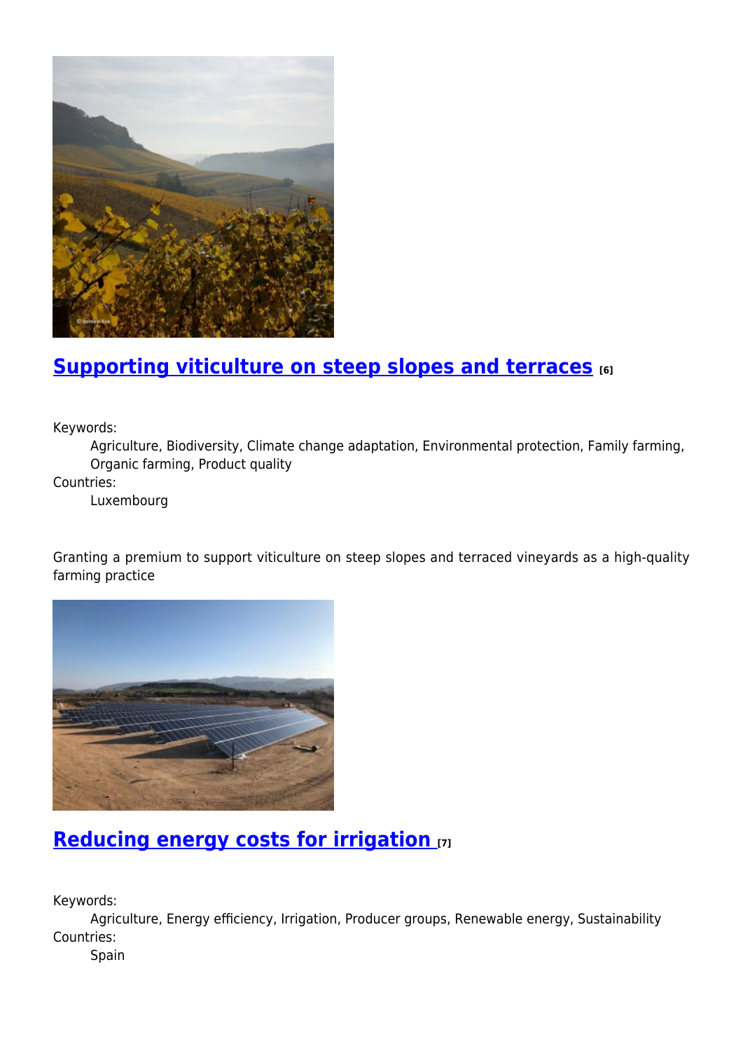## Supporting viticulture on steep slopes and terraces [6]

Keywords:
  Agriculture, Biodiversity, Climate change adaptation, Environmental protection, Family farming, Organic farming, Product quality

Countries:
  Luxembourg

Granting a premium to support viticulture on steep slopes and terraced vineyards as a high-quality farming practice

## Reducing energy costs for irrigation [7]

Keywords:
  Agriculture, Energy efficiency, Irrigation, Producer groups, Renewable energy, Sustainability

Countries:
  Spain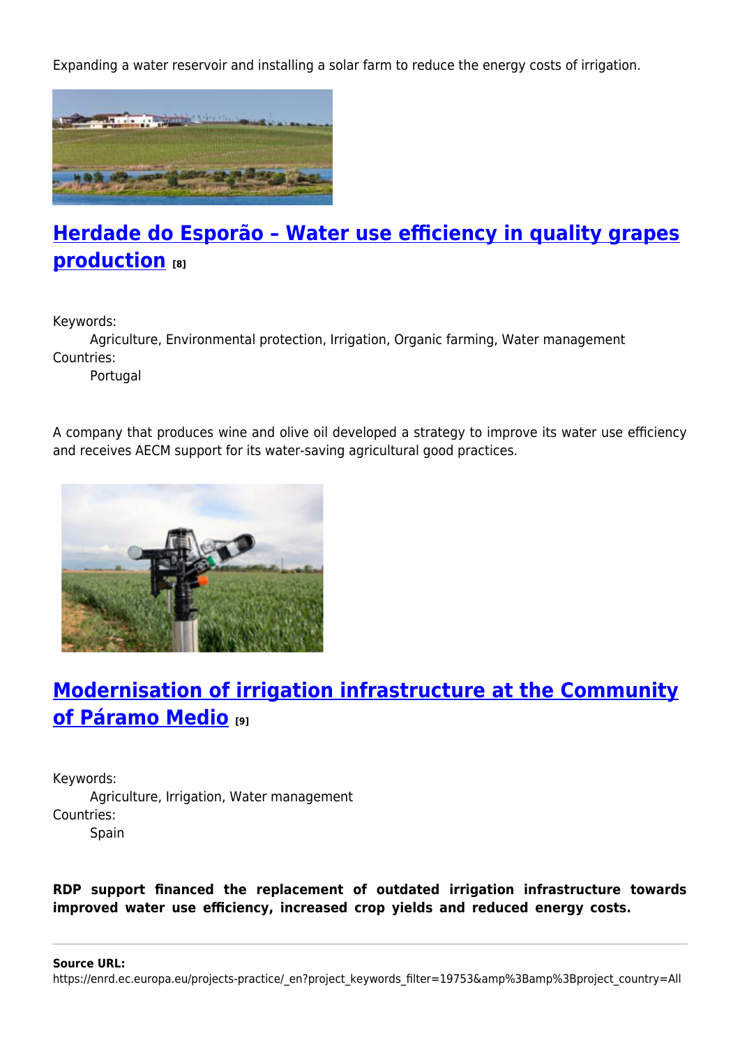Expanding a water reservoir and installing a solar farm to reduce the energy costs of irrigation.

## [Herdade do Esporão – Water use efficiency in quality grapes production](#) [8]

Keywords:
  Agriculture, Environmental protection, Irrigation, Organic farming, Water management
Countries:
  Portugal

A company that produces wine and olive oil developed a strategy to improve its water use efficiency and receives AECM support for its water-saving agricultural good practices.

## [Modernisation of irrigation infrastructure at the Community of Páramo Medio](#) [9]

Keywords:
  Agriculture, Irrigation, Water management
Countries:
  Spain

**RDP support financed the replacement of outdated irrigation infrastructure towards improved water use efficiency, increased crop yields and reduced energy costs.**

---

**Source URL:** https://enrd.ec.europa.eu/projects-practice/_en?project_keywords_filter=19753&amp%3Bamp%3Bproject_country=All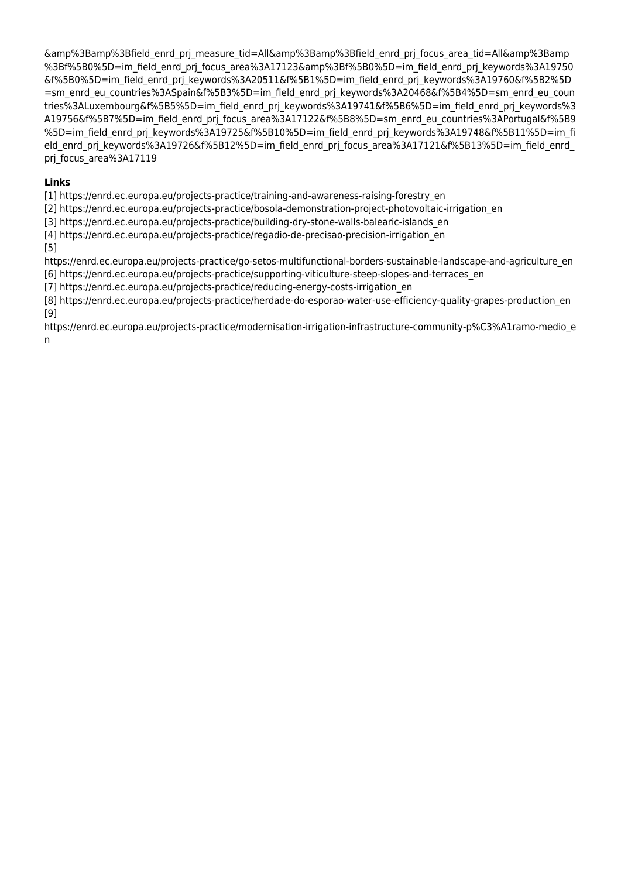&amp%3Bamp%3Bfield_enrd_prj_measure_tid=All&amp%3Bamp%3Bfield_enrd_prj_focus_area_tid=All&amp%3Bamp%3Bf%5B0%5D=im_field_enrd_prj_focus_area%3A17123&amp%3Bf%5B0%5D=im_field_enrd_prj_keywords%3A19750&f%5B0%5D=im_field_enrd_prj_keywords%3A20511&f%5B1%5D=im_field_enrd_prj_keywords%3A19760&f%5B2%5D=sm_enrd_eu_countries%3ASpain&f%5B3%5D=im_field_enrd_prj_keywords%3A20468&f%5B4%5D=sm_enrd_eu_countries%3ALuxembourg&f%5B5%5D=im_field_enrd_prj_keywords%3A19741&f%5B6%5D=im_field_enrd_prj_keywords%3A19756&f%5B7%5D=im_field_enrd_prj_focus_area%3A17122&f%5B8%5D=sm_enrd_eu_countries%3APortugal&f%5B9%5D=im_field_enrd_prj_keywords%3A19725&f%5B10%5D=im_field_enrd_prj_keywords%3A19748&f%5B11%5D=im_field_enrd_prj_keywords%3A19726&f%5B12%5D=im_field_enrd_prj_focus_area%3A17121&f%5B13%5D=im_field_enrd_prj_focus_area%3A17119

**Links**

[1] https://enrd.ec.europa.eu/projects-practice/training-and-awareness-raising-forestry_en
[2] https://enrd.ec.europa.eu/projects-practice/bosola-demonstration-project-photovoltaic-irrigation_en
[3] https://enrd.ec.europa.eu/projects-practice/building-dry-stone-walls-balearic-islands_en
[4] https://enrd.ec.europa.eu/projects-practice/regadio-de-precisao-precision-irrigation_en
[5] https://enrd.ec.europa.eu/projects-practice/go-setos-multifunctional-borders-sustainable-landscape-and-agriculture_en
[6] https://enrd.ec.europa.eu/projects-practice/supporting-viticulture-steep-slopes-and-terraces_en
[7] https://enrd.ec.europa.eu/projects-practice/reducing-energy-costs-irrigation_en
[8] https://enrd.ec.europa.eu/projects-practice/herdade-do-esporao-water-use-efficiency-quality-grapes-production_en
[9] https://enrd.ec.europa.eu/projects-practice/modernisation-irrigation-infrastructure-community-p%C3%A1ramo-medio_en